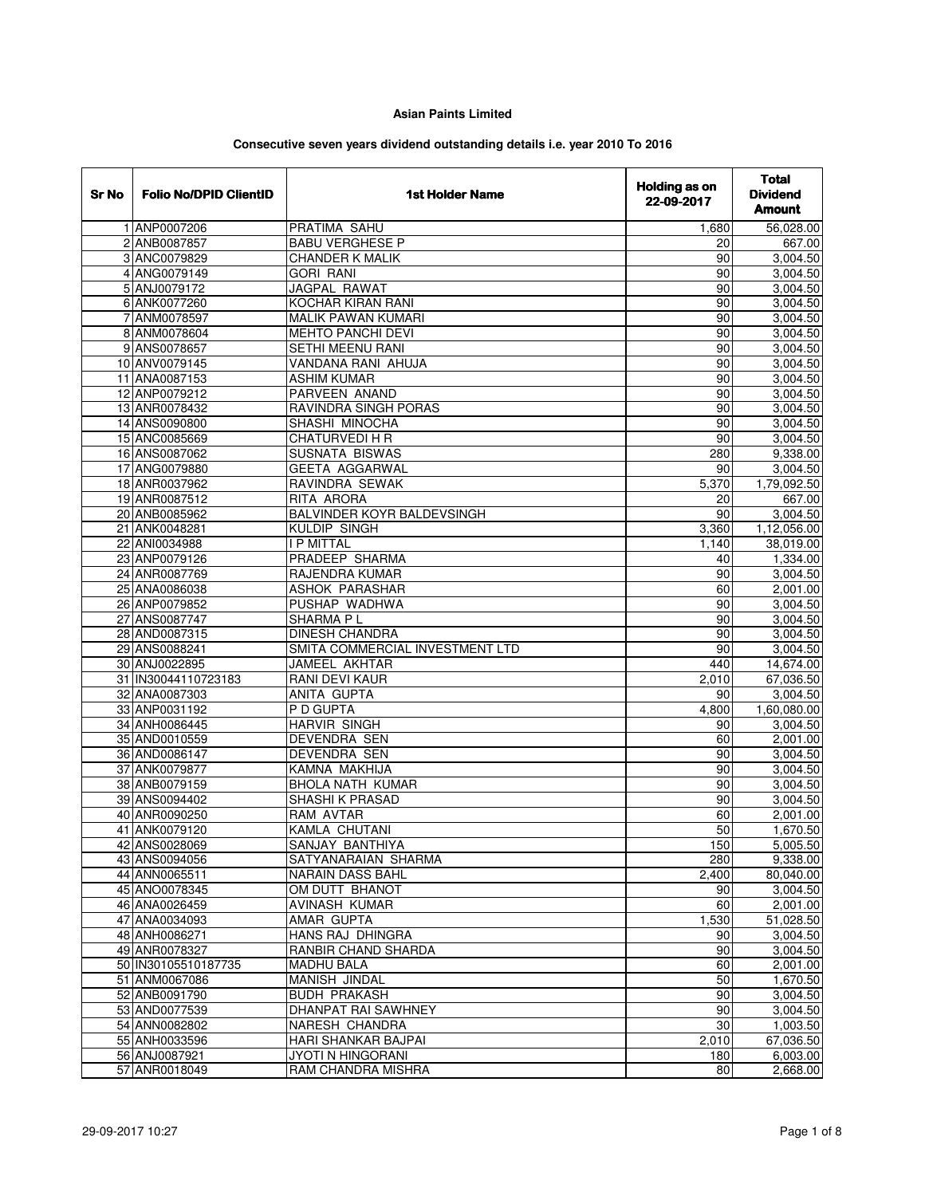**Asian Paints Limited**

**Consecutive seven years dividend outstanding details i.e. year 2010 To 2016**

| Sr No | Folio No/DPID ClientID | 1st Holder Name | Holding as on 22-09-2017 | Total Dividend Amount |
|---|---|---|---|---|
| 1 | ANP0007206 | PRATIMA SAHU | 1,680 | 56,028.00 |
| 2 | ANB0087857 | BABU VERGHESE P | 20 | 667.00 |
| 3 | ANC0079829 | CHANDER K MALIK | 90 | 3,004.50 |
| 4 | ANG0079149 | GORI RANI | 90 | 3,004.50 |
| 5 | ANJ0079172 | JAGPAL RAWAT | 90 | 3,004.50 |
| 6 | ANK0077260 | KOCHAR KIRAN RANI | 90 | 3,004.50 |
| 7 | ANM0078597 | MALIK PAWAN KUMARI | 90 | 3,004.50 |
| 8 | ANM0078604 | MEHTO PANCHI DEVI | 90 | 3,004.50 |
| 9 | ANS0078657 | SETHI MEENU RANI | 90 | 3,004.50 |
| 10 | ANV0079145 | VANDANA RANI AHUJA | 90 | 3,004.50 |
| 11 | ANA0087153 | ASHIM KUMAR | 90 | 3,004.50 |
| 12 | ANP0079212 | PARVEEN ANAND | 90 | 3,004.50 |
| 13 | ANR0078432 | RAVINDRA SINGH PORAS | 90 | 3,004.50 |
| 14 | ANS0090800 | SHASHI MINOCHA | 90 | 3,004.50 |
| 15 | ANC0085669 | CHATURVEDI H R | 90 | 3,004.50 |
| 16 | ANS0087062 | SUSNATA BISWAS | 280 | 9,338.00 |
| 17 | ANG0079880 | GEETA AGGARWAL | 90 | 3,004.50 |
| 18 | ANR0037962 | RAVINDRA SEWAK | 5,370 | 1,79,092.50 |
| 19 | ANR0087512 | RITA ARORA | 20 | 667.00 |
| 20 | ANB0085962 | BALVINDER KOYR BALDEVSINGH | 90 | 3,004.50 |
| 21 | ANK0048281 | KULDIP SINGH | 3,360 | 1,12,056.00 |
| 22 | ANI0034988 | I P MITTAL | 1,140 | 38,019.00 |
| 23 | ANP0079126 | PRADEEP SHARMA | 40 | 1,334.00 |
| 24 | ANR0087769 | RAJENDRA KUMAR | 90 | 3,004.50 |
| 25 | ANA0086038 | ASHOK PARASHAR | 60 | 2,001.00 |
| 26 | ANP0079852 | PUSHAP WADHWA | 90 | 3,004.50 |
| 27 | ANS0087747 | SHARMA P L | 90 | 3,004.50 |
| 28 | AND0087315 | DINESH CHANDRA | 90 | 3,004.50 |
| 29 | ANS0088241 | SMITA COMMERCIAL INVESTMENT LTD | 90 | 3,004.50 |
| 30 | ANJ0022895 | JAMEEL AKHTAR | 440 | 14,674.00 |
| 31 | IN30044110723183 | RANI DEVI KAUR | 2,010 | 67,036.50 |
| 32 | ANA0087303 | ANITA GUPTA | 90 | 3,004.50 |
| 33 | ANP0031192 | P D GUPTA | 4,800 | 1,60,080.00 |
| 34 | ANH0086445 | HARVIR SINGH | 90 | 3,004.50 |
| 35 | AND0010559 | DEVENDRA SEN | 60 | 2,001.00 |
| 36 | AND0086147 | DEVENDRA SEN | 90 | 3,004.50 |
| 37 | ANK0079877 | KAMNA MAKHIJA | 90 | 3,004.50 |
| 38 | ANB0079159 | BHOLA NATH KUMAR | 90 | 3,004.50 |
| 39 | ANS0094402 | SHASHI K PRASAD | 90 | 3,004.50 |
| 40 | ANR0090250 | RAM AVTAR | 60 | 2,001.00 |
| 41 | ANK0079120 | KAMLA CHUTANI | 50 | 1,670.50 |
| 42 | ANS0028069 | SANJAY BANTHIYA | 150 | 5,005.50 |
| 43 | ANS0094056 | SATYANARAIAN SHARMA | 280 | 9,338.00 |
| 44 | ANN0065511 | NARAIN DASS BAHL | 2,400 | 80,040.00 |
| 45 | ANO0078345 | OM DUTT BHANOT | 90 | 3,004.50 |
| 46 | ANA0026459 | AVINASH KUMAR | 60 | 2,001.00 |
| 47 | ANA0034093 | AMAR GUPTA | 1,530 | 51,028.50 |
| 48 | ANH0086271 | HANS RAJ DHINGRA | 90 | 3,004.50 |
| 49 | ANR0078327 | RANBIR CHAND SHARDA | 90 | 3,004.50 |
| 50 | IN30105510187735 | MADHU BALA | 60 | 2,001.00 |
| 51 | ANM0067086 | MANISH JINDAL | 50 | 1,670.50 |
| 52 | ANB0091790 | BUDH PRAKASH | 90 | 3,004.50 |
| 53 | AND0077539 | DHANPAT RAI SAWHNEY | 90 | 3,004.50 |
| 54 | ANN0082802 | NARESH CHANDRA | 30 | 1,003.50 |
| 55 | ANH0033596 | HARI SHANKAR BAJPAI | 2,010 | 67,036.50 |
| 56 | ANJ0087921 | JYOTI N HINGORANI | 180 | 6,003.00 |
| 57 | ANR0018049 | RAM CHANDRA MISHRA | 80 | 2,668.00 |

29-09-2017 10:27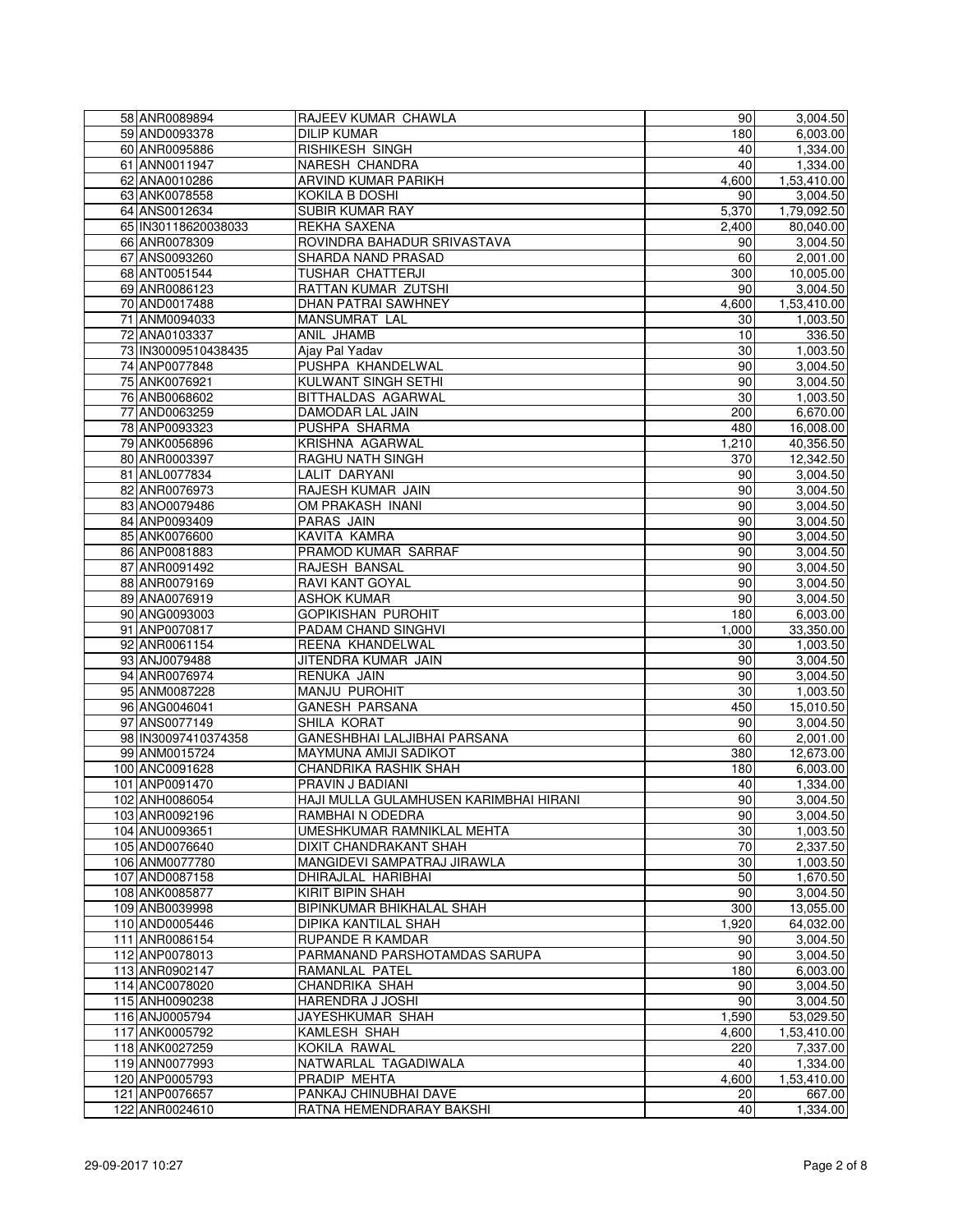| | | | | |
|---|---|---|---|---|
| 58 | ANR0089894 | RAJEEV KUMAR CHAWLA | 90 | 3,004.50 |
| 59 | AND0093378 | DILIP KUMAR | 180 | 6,003.00 |
| 60 | ANR0095886 | RISHIKESH SINGH | 40 | 1,334.00 |
| 61 | ANN0011947 | NARESH CHANDRA | 40 | 1,334.00 |
| 62 | ANA0010286 | ARVIND KUMAR PARIKH | 4,600 | 1,53,410.00 |
| 63 | ANK0078558 | KOKILA B DOSHI | 90 | 3,004.50 |
| 64 | ANS0012634 | SUBIR KUMAR RAY | 5,370 | 1,79,092.50 |
| 65 | IN30118620038033 | REKHA SAXENA | 2,400 | 80,040.00 |
| 66 | ANR0078309 | ROVINDRA BAHADUR SRIVASTAVA | 90 | 3,004.50 |
| 67 | ANS0093260 | SHARDA NAND PRASAD | 60 | 2,001.00 |
| 68 | ANT0051544 | TUSHAR CHATTERJI | 300 | 10,005.00 |
| 69 | ANR0086123 | RATTAN KUMAR ZUTSHI | 90 | 3,004.50 |
| 70 | AND0017488 | DHAN PATRAI SAWHNEY | 4,600 | 1,53,410.00 |
| 71 | ANM0094033 | MANSUMRAT LAL | 30 | 1,003.50 |
| 72 | ANA0103337 | ANIL JHAMB | 10 | 336.50 |
| 73 | IN30009510438435 | Ajay Pal Yadav | 30 | 1,003.50 |
| 74 | ANP0077848 | PUSHPA KHANDELWAL | 90 | 3,004.50 |
| 75 | ANK0076921 | KULWANT SINGH SETHI | 90 | 3,004.50 |
| 76 | ANB0068602 | BITTHALDAS AGARWAL | 30 | 1,003.50 |
| 77 | AND0063259 | DAMODAR LAL JAIN | 200 | 6,670.00 |
| 78 | ANP0093323 | PUSHPA SHARMA | 480 | 16,008.00 |
| 79 | ANK0056896 | KRISHNA AGARWAL | 1,210 | 40,356.50 |
| 80 | ANR0003397 | RAGHU NATH SINGH | 370 | 12,342.50 |
| 81 | ANL0077834 | LALIT DARYANI | 90 | 3,004.50 |
| 82 | ANR0076973 | RAJESH KUMAR JAIN | 90 | 3,004.50 |
| 83 | ANO0079486 | OM PRAKASH INANI | 90 | 3,004.50 |
| 84 | ANP0093409 | PARAS JAIN | 90 | 3,004.50 |
| 85 | ANK0076600 | KAVITA KAMRA | 90 | 3,004.50 |
| 86 | ANP0081883 | PRAMOD KUMAR SARRAF | 90 | 3,004.50 |
| 87 | ANR0091492 | RAJESH BANSAL | 90 | 3,004.50 |
| 88 | ANR0079169 | RAVI KANT GOYAL | 90 | 3,004.50 |
| 89 | ANA0076919 | ASHOK KUMAR | 90 | 3,004.50 |
| 90 | ANG0093003 | GOPIKISHAN PUROHIT | 180 | 6,003.00 |
| 91 | ANP0070817 | PADAM CHAND SINGHVI | 1,000 | 33,350.00 |
| 92 | ANR0061154 | REENA KHANDELWAL | 30 | 1,003.50 |
| 93 | ANJ0079488 | JITENDRA KUMAR JAIN | 90 | 3,004.50 |
| 94 | ANR0076974 | RENUKA JAIN | 90 | 3,004.50 |
| 95 | ANM0087228 | MANJU PUROHIT | 30 | 1,003.50 |
| 96 | ANG0046041 | GANESH PARSANA | 450 | 15,010.50 |
| 97 | ANS0077149 | SHILA KORAT | 90 | 3,004.50 |
| 98 | IN30097410374358 | GANESHBHAI LALJIBHAI PARSANA | 60 | 2,001.00 |
| 99 | ANM0015724 | MAYMUNA AMIJI SADIKOT | 380 | 12,673.00 |
| 100 | ANC0091628 | CHANDRIKA RASHIK SHAH | 180 | 6,003.00 |
| 101 | ANP0091470 | PRAVIN J BADIANI | 40 | 1,334.00 |
| 102 | ANH0086054 | HAJI MULLA GULAMHUSEN KARIMBHAI HIRANI | 90 | 3,004.50 |
| 103 | ANR0092196 | RAMBHAI N ODEDRA | 90 | 3,004.50 |
| 104 | ANU0093651 | UMESHKUMAR RAMNIKLAL MEHTA | 30 | 1,003.50 |
| 105 | AND0076640 | DIXIT CHANDRAKANT SHAH | 70 | 2,337.50 |
| 106 | ANM0077780 | MANGIDEVI SAMPATRAJ JIRAWLA | 30 | 1,003.50 |
| 107 | AND0087158 | DHIRAJLAL HARIBHAI | 50 | 1,670.50 |
| 108 | ANK0085877 | KIRIT BIPIN SHAH | 90 | 3,004.50 |
| 109 | ANB0039998 | BIPINKUMAR BHIKHALAL SHAH | 300 | 13,055.00 |
| 110 | AND0005446 | DIPIKA KANTILAL SHAH | 1,920 | 64,032.00 |
| 111 | ANR0086154 | RUPANDE R KAMDAR | 90 | 3,004.50 |
| 112 | ANP0078013 | PARMANAND PARSHOTAMDAS SARUPA | 90 | 3,004.50 |
| 113 | ANR0902147 | RAMANLAL PATEL | 180 | 6,003.00 |
| 114 | ANC0078020 | CHANDRIKA SHAH | 90 | 3,004.50 |
| 115 | ANH0090238 | HARENDRA J JOSHI | 90 | 3,004.50 |
| 116 | ANJ0005794 | JAYESHKUMAR SHAH | 1,590 | 53,029.50 |
| 117 | ANK0005792 | KAMLESH SHAH | 4,600 | 1,53,410.00 |
| 118 | ANK0027259 | KOKILA RAWAL | 220 | 7,337.00 |
| 119 | ANN0077993 | NATWARLAL TAGADIWALA | 40 | 1,334.00 |
| 120 | ANP0005793 | PRADIP MEHTA | 4,600 | 1,53,410.00 |
| 121 | ANP0076657 | PANKAJ CHINUBHAI DAVE | 20 | 667.00 |
| 122 | ANR0024610 | RATNA HEMENDRARAY BAKSHI | 40 | 1,334.00 |

29-09-2017 10:27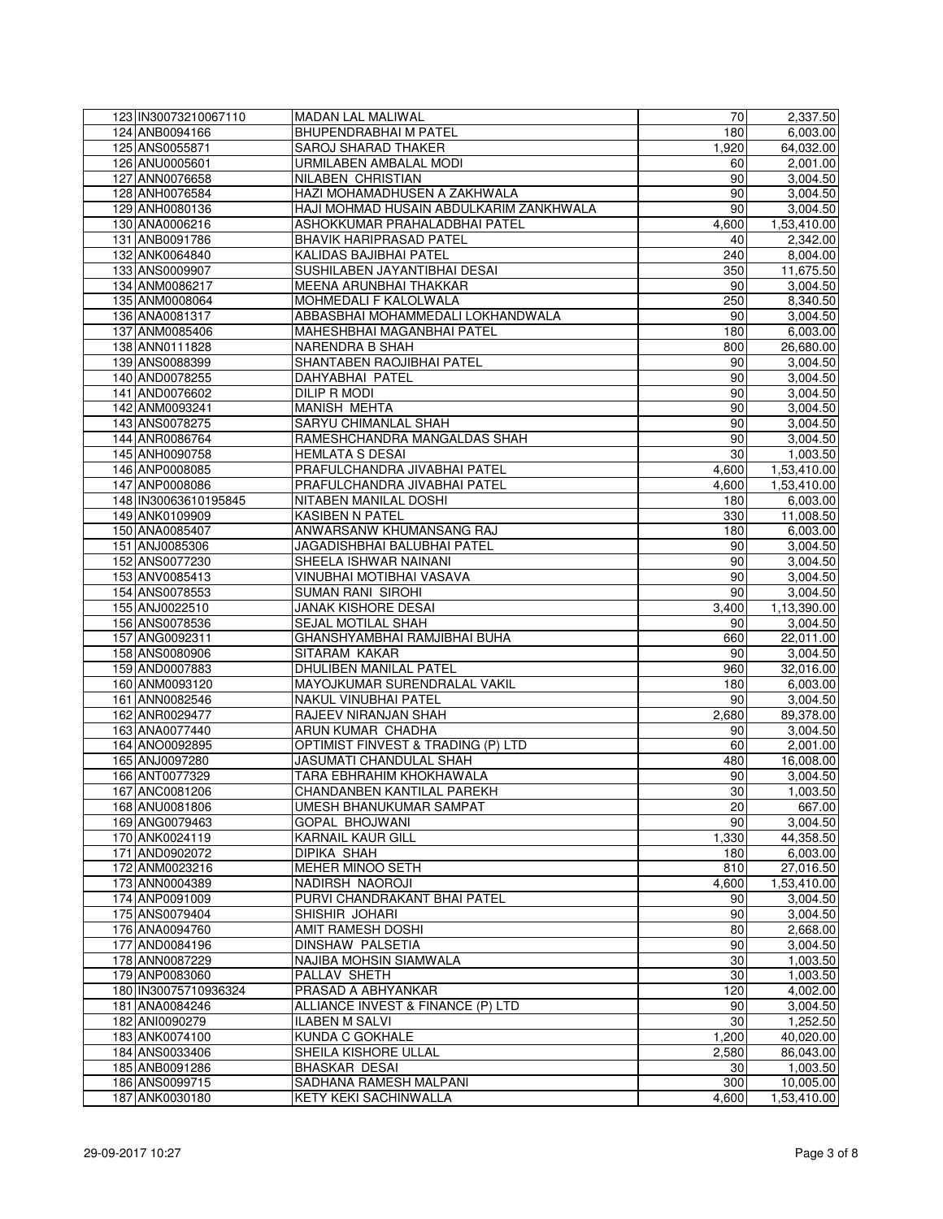| | | | | |
|---|---|---|---|---|
| 123 | IN30073210067110 | MADAN LAL MALIWAL | 70 | 2,337.50 |
| 124 | ANB0094166 | BHUPENDRABHAI M PATEL | 180 | 6,003.00 |
| 125 | ANS0055871 | SAROJ SHARAD THAKER | 1,920 | 64,032.00 |
| 126 | ANU0005601 | URMILABEN AMBALAL MODI | 60 | 2,001.00 |
| 127 | ANN0076658 | NILABEN CHRISTIAN | 90 | 3,004.50 |
| 128 | ANH0076584 | HAZI MOHAMADHUSEN A ZAKHWALA | 90 | 3,004.50 |
| 129 | ANH0080136 | HAJI MOHMAD HUSAIN ABDULKARIM ZANKHWALA | 90 | 3,004.50 |
| 130 | ANA0006216 | ASHOKKUMAR PRAHALADBHAI PATEL | 4,600 | 1,53,410.00 |
| 131 | ANB0091786 | BHAVIK HARIPRASAD PATEL | 40 | 2,342.00 |
| 132 | ANK0064840 | KALIDAS BAJIBHAI PATEL | 240 | 8,004.00 |
| 133 | ANS0009907 | SUSHILABEN JAYANTIBHAI DESAI | 350 | 11,675.50 |
| 134 | ANM0086217 | MEENA ARUNBHAI THAKKAR | 90 | 3,004.50 |
| 135 | ANM0008064 | MOHMEDALI F KALOLWALA | 250 | 8,340.50 |
| 136 | ANA0081317 | ABBASBHAI MOHAMMEDALI LOKHANDWALA | 90 | 3,004.50 |
| 137 | ANM0085406 | MAHESHBHAI MAGANBHAI PATEL | 180 | 6,003.00 |
| 138 | ANN0111828 | NARENDRA B SHAH | 800 | 26,680.00 |
| 139 | ANS0088399 | SHANTABEN RAOJIBHAI PATEL | 90 | 3,004.50 |
| 140 | AND0078255 | DAHYABHAI PATEL | 90 | 3,004.50 |
| 141 | AND0076602 | DILIP R MODI | 90 | 3,004.50 |
| 142 | ANM0093241 | MANISH MEHTA | 90 | 3,004.50 |
| 143 | ANS0078275 | SARYU CHIMANLAL SHAH | 90 | 3,004.50 |
| 144 | ANR0086764 | RAMESHCHANDRA MANGALDAS SHAH | 90 | 3,004.50 |
| 145 | ANH0090758 | HEMLATA S DESAI | 30 | 1,003.50 |
| 146 | ANP0008085 | PRAFULCHANDRA JIVABHAI PATEL | 4,600 | 1,53,410.00 |
| 147 | ANP0008086 | PRAFULCHANDRA JIVABHAI PATEL | 4,600 | 1,53,410.00 |
| 148 | IN30063610195845 | NITABEN MANILAL DOSHI | 180 | 6,003.00 |
| 149 | ANK0109909 | KASIBEN N PATEL | 330 | 11,008.50 |
| 150 | ANA0085407 | ANWARSANW KHUMANSANG RAJ | 180 | 6,003.00 |
| 151 | ANJ0085306 | JAGADISHBHAI BALUBHAI PATEL | 90 | 3,004.50 |
| 152 | ANS0077230 | SHEELA ISHWAR NAINANI | 90 | 3,004.50 |
| 153 | ANV0085413 | VINUBHAI MOTIBHAI VASAVA | 90 | 3,004.50 |
| 154 | ANS0078553 | SUMAN RANI SIROHI | 90 | 3,004.50 |
| 155 | ANJ0022510 | JANAK KISHORE DESAI | 3,400 | 1,13,390.00 |
| 156 | ANS0078536 | SEJAL MOTILAL SHAH | 90 | 3,004.50 |
| 157 | ANG0092311 | GHANSHYAMBHAI RAMJIBHAI BUHA | 660 | 22,011.00 |
| 158 | ANS0080906 | SITARAM KAKAR | 90 | 3,004.50 |
| 159 | AND0007883 | DHULIBEN MANILAL PATEL | 960 | 32,016.00 |
| 160 | ANM0093120 | MAYOJKUMAR SURENDRALAL VAKIL | 180 | 6,003.00 |
| 161 | ANN0082546 | NAKUL VINUBHAI PATEL | 90 | 3,004.50 |
| 162 | ANR0029477 | RAJEEV NIRANJAN SHAH | 2,680 | 89,378.00 |
| 163 | ANA0077440 | ARUN KUMAR CHADHA | 90 | 3,004.50 |
| 164 | ANO0092895 | OPTIMIST FINVEST & TRADING (P) LTD | 60 | 2,001.00 |
| 165 | ANJ0097280 | JASUMATI CHANDULAL SHAH | 480 | 16,008.00 |
| 166 | ANT0077329 | TARA EBHRAHIM KHOKHAWALA | 90 | 3,004.50 |
| 167 | ANC0081206 | CHANDANBEN KANTILAL PAREKH | 30 | 1,003.50 |
| 168 | ANU0081806 | UMESH BHANUKUMAR SAMPAT | 20 | 667.00 |
| 169 | ANG0079463 | GOPAL BHOJWANI | 90 | 3,004.50 |
| 170 | ANK0024119 | KARNAIL KAUR GILL | 1,330 | 44,358.50 |
| 171 | AND0902072 | DIPIKA SHAH | 180 | 6,003.00 |
| 172 | ANM0023216 | MEHER MINOO SETH | 810 | 27,016.50 |
| 173 | ANN0004389 | NADIRSH NAOROJI | 4,600 | 1,53,410.00 |
| 174 | ANP0091009 | PURVI CHANDRAKANT BHAI PATEL | 90 | 3,004.50 |
| 175 | ANS0079404 | SHISHIR JOHARI | 90 | 3,004.50 |
| 176 | ANA0094760 | AMIT RAMESH DOSHI | 80 | 2,668.00 |
| 177 | AND0084196 | DINSHAW PALSETIA | 90 | 3,004.50 |
| 178 | ANN0087229 | NAJIBA MOHSIN SIAMWALA | 30 | 1,003.50 |
| 179 | ANP0083060 | PALLAV SHETH | 30 | 1,003.50 |
| 180 | IN30075710936324 | PRASAD A ABHYANKAR | 120 | 4,002.00 |
| 181 | ANA0084246 | ALLIANCE INVEST & FINANCE (P) LTD | 90 | 3,004.50 |
| 182 | ANI0090279 | ILABEN M SALVI | 30 | 1,252.50 |
| 183 | ANK0074100 | KUNDA C GOKHALE | 1,200 | 40,020.00 |
| 184 | ANS0033406 | SHEILA KISHORE ULLAL | 2,580 | 86,043.00 |
| 185 | ANB0091286 | BHASKAR DESAI | 30 | 1,003.50 |
| 186 | ANS0099715 | SADHANA RAMESH MALPANI | 300 | 10,005.00 |
| 187 | ANK0030180 | KETY KEKI SACHINWALLA | 4,600 | 1,53,410.00 |

29-09-2017 10:27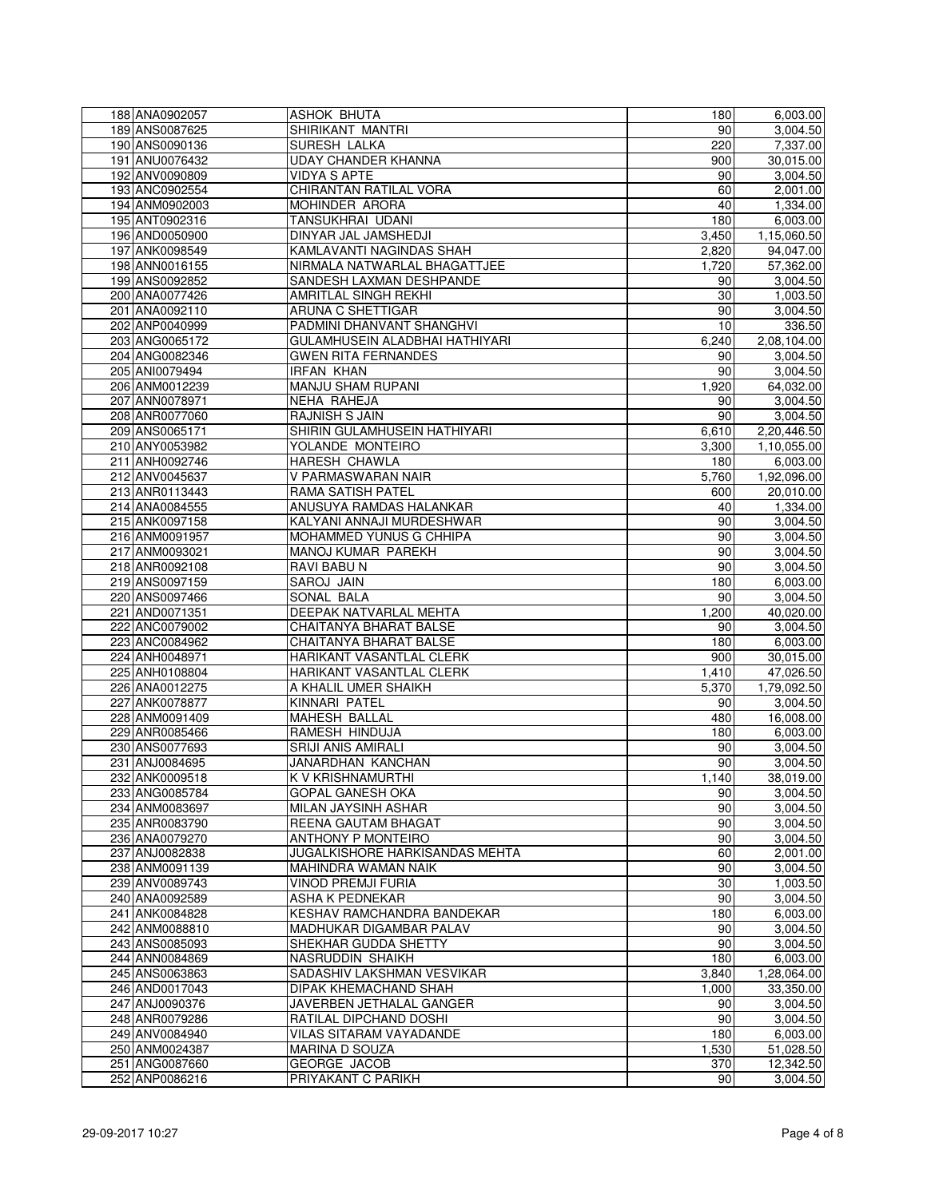| | | | | |
|---|---|---|---|---|
| 188 | ANA0902057 | ASHOK BHUTA | 180 | 6,003.00 |
| 189 | ANS0087625 | SHIRIKANT MANTRI | 90 | 3,004.50 |
| 190 | ANS0090136 | SURESH LALKA | 220 | 7,337.00 |
| 191 | ANU0076432 | UDAY CHANDER KHANNA | 900 | 30,015.00 |
| 192 | ANV0090809 | VIDYA S APTE | 90 | 3,004.50 |
| 193 | ANC0902554 | CHIRANTAN RATILAL VORA | 60 | 2,001.00 |
| 194 | ANM0902003 | MOHINDER ARORA | 40 | 1,334.00 |
| 195 | ANT0902316 | TANSUKHRAI UDANI | 180 | 6,003.00 |
| 196 | AND0050900 | DINYAR JAL JAMSHEDJI | 3,450 | 1,15,060.50 |
| 197 | ANK0098549 | KAMLAVANTI NAGINDAS SHAH | 2,820 | 94,047.00 |
| 198 | ANN0016155 | NIRMALA NATWARLAL BHAGATTJEE | 1,720 | 57,362.00 |
| 199 | ANS0092852 | SANDESH LAXMAN DESHPANDE | 90 | 3,004.50 |
| 200 | ANA0077426 | AMRITLAL SINGH REKHI | 30 | 1,003.50 |
| 201 | ANA0092110 | ARUNA C SHETTIGAR | 90 | 3,004.50 |
| 202 | ANP0040999 | PADMINI DHANVANT SHANGHVI | 10 | 336.50 |
| 203 | ANG0065172 | GULAMHUSEIN ALADBHAI HATHIYARI | 6,240 | 2,08,104.00 |
| 204 | ANG0082346 | GWEN RITA FERNANDES | 90 | 3,004.50 |
| 205 | ANI0079494 | IRFAN KHAN | 90 | 3,004.50 |
| 206 | ANM0012239 | MANJU SHAM RUPANI | 1,920 | 64,032.00 |
| 207 | ANN0078971 | NEHA RAHEJA | 90 | 3,004.50 |
| 208 | ANR0077060 | RAJNISH S JAIN | 90 | 3,004.50 |
| 209 | ANS0065171 | SHIRIN GULAMHUSEIN HATHIYARI | 6,610 | 2,20,446.50 |
| 210 | ANY0053982 | YOLANDE MONTEIRO | 3,300 | 1,10,055.00 |
| 211 | ANH0092746 | HARESH CHAWLA | 180 | 6,003.00 |
| 212 | ANV0045637 | V PARMASWARAN NAIR | 5,760 | 1,92,096.00 |
| 213 | ANR0113443 | RAMA SATISH PATEL | 600 | 20,010.00 |
| 214 | ANA0084555 | ANUSUYA RAMDAS HALANKAR | 40 | 1,334.00 |
| 215 | ANK0097158 | KALYANI ANNAJI MURDESHWAR | 90 | 3,004.50 |
| 216 | ANM0091957 | MOHAMMED YUNUS G CHHIPA | 90 | 3,004.50 |
| 217 | ANM0093021 | MANOJ KUMAR PAREKH | 90 | 3,004.50 |
| 218 | ANR0092108 | RAVI BABU N | 90 | 3,004.50 |
| 219 | ANS0097159 | SAROJ JAIN | 180 | 6,003.00 |
| 220 | ANS0097466 | SONAL BALA | 90 | 3,004.50 |
| 221 | AND0071351 | DEEPAK NATVARLAL MEHTA | 1,200 | 40,020.00 |
| 222 | ANC0079002 | CHAITANYA BHARAT BALSE | 90 | 3,004.50 |
| 223 | ANC0084962 | CHAITANYA BHARAT BALSE | 180 | 6,003.00 |
| 224 | ANH0048971 | HARIKANT VASANTLAL CLERK | 900 | 30,015.00 |
| 225 | ANH0108804 | HARIKANT VASANTLAL CLERK | 1,410 | 47,026.50 |
| 226 | ANA0012275 | A KHALIL UMER SHAIKH | 5,370 | 1,79,092.50 |
| 227 | ANK0078877 | KINNARI PATEL | 90 | 3,004.50 |
| 228 | ANM0091409 | MAHESH BALLAL | 480 | 16,008.00 |
| 229 | ANR0085466 | RAMESH HINDUJA | 180 | 6,003.00 |
| 230 | ANS0077693 | SRIJI ANIS AMIRALI | 90 | 3,004.50 |
| 231 | ANJ0084695 | JANARDHAN KANCHAN | 90 | 3,004.50 |
| 232 | ANK0009518 | K V KRISHNAMURTHI | 1,140 | 38,019.00 |
| 233 | ANG0085784 | GOPAL GANESH OKA | 90 | 3,004.50 |
| 234 | ANM0083697 | MILAN JAYSINH ASHAR | 90 | 3,004.50 |
| 235 | ANR0083790 | REENA GAUTAM BHAGAT | 90 | 3,004.50 |
| 236 | ANA0079270 | ANTHONY P MONTEIRO | 90 | 3,004.50 |
| 237 | ANJ0082838 | JUGALKISHORE HARKISANDAS MEHTA | 60 | 2,001.00 |
| 238 | ANM0091139 | MAHINDRA WAMAN NAIK | 90 | 3,004.50 |
| 239 | ANV0089743 | VINOD PREMJI FURIA | 30 | 1,003.50 |
| 240 | ANA0092589 | ASHA K PEDNEKAR | 90 | 3,004.50 |
| 241 | ANK0084828 | KESHAV RAMCHANDRA BANDEKAR | 180 | 6,003.00 |
| 242 | ANM0088810 | MADHUKAR DIGAMBAR PALAV | 90 | 3,004.50 |
| 243 | ANS0085093 | SHEKHAR GUDDA SHETTY | 90 | 3,004.50 |
| 244 | ANN0084869 | NASRUDDIN SHAIKH | 180 | 6,003.00 |
| 245 | ANS0063863 | SADASHIV LAKSHMAN VESVIKAR | 3,840 | 1,28,064.00 |
| 246 | AND0017043 | DIPAK KHEMACHAND SHAH | 1,000 | 33,350.00 |
| 247 | ANJ0090376 | JAVERBEN JETHALAL GANGER | 90 | 3,004.50 |
| 248 | ANR0079286 | RATILAL DIPCHAND DOSHI | 90 | 3,004.50 |
| 249 | ANV0084940 | VILAS SITARAM VAYADANDE | 180 | 6,003.00 |
| 250 | ANM0024387 | MARINA D SOUZA | 1,530 | 51,028.50 |
| 251 | ANG0087660 | GEORGE JACOB | 370 | 12,342.50 |
| 252 | ANP0086216 | PRIYAKANT C PARIKH | 90 | 3,004.50 |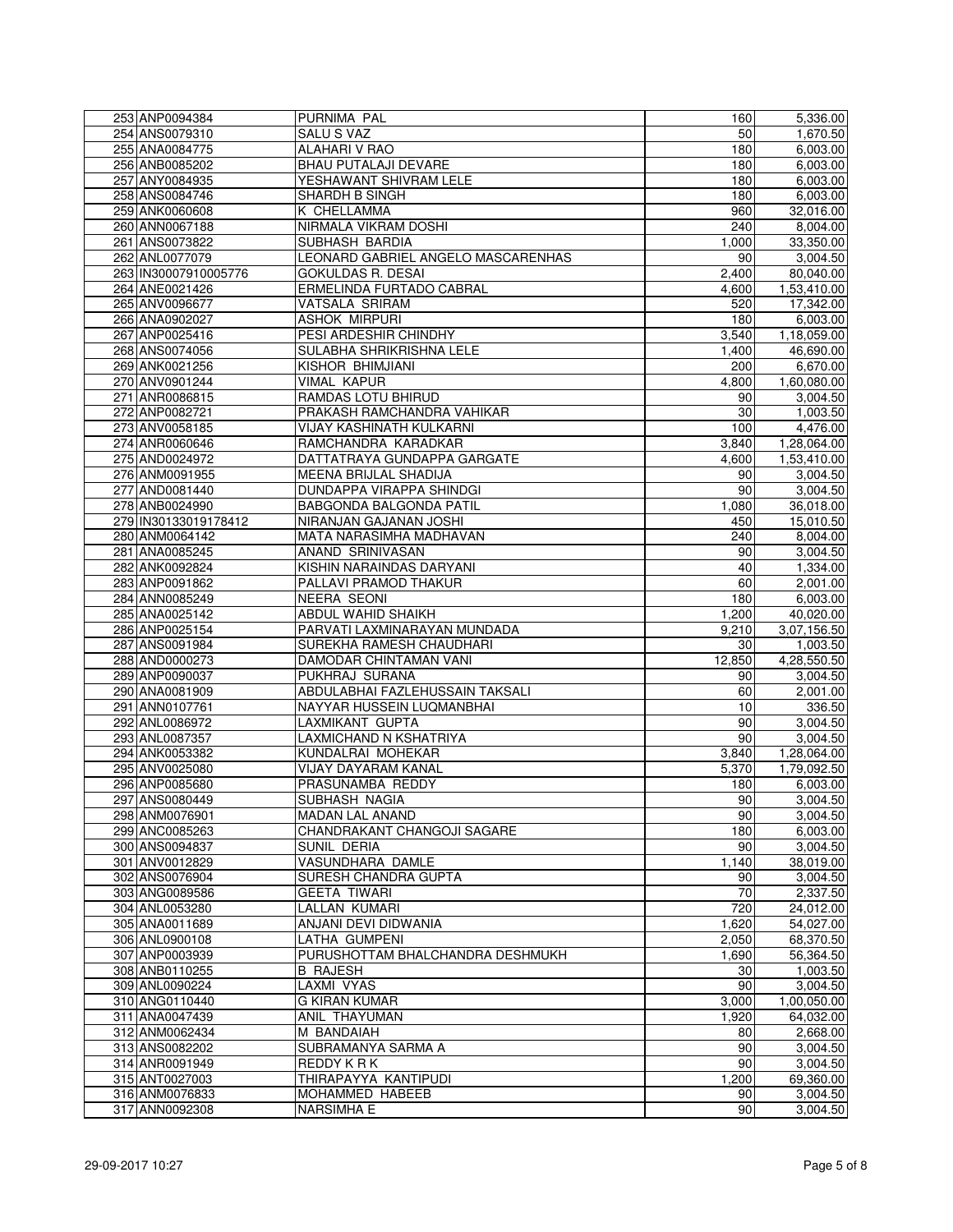| 253 | ANP0094384 | PURNIMA PAL | 160 | 5,336.00 |
|---|---|---|---|---|
| 254 | ANS0079310 | SALU S VAZ | 50 | 1,670.50 |
| 255 | ANA0084775 | ALAHARI V RAO | 180 | 6,003.00 |
| 256 | ANB0085202 | BHAU PUTALAJI DEVARE | 180 | 6,003.00 |
| 257 | ANY0084935 | YESHAWANT SHIVRAM LELE | 180 | 6,003.00 |
| 258 | ANS0084746 | SHARDH B SINGH | 180 | 6,003.00 |
| 259 | ANK0060608 | K CHELLAMMA | 960 | 32,016.00 |
| 260 | ANN0067188 | NIRMALA VIKRAM DOSHI | 240 | 8,004.00 |
| 261 | ANS0073822 | SUBHASH BARDIA | 1,000 | 33,350.00 |
| 262 | ANL0077079 | LEONARD GABRIEL ANGELO MASCARENHAS | 90 | 3,004.50 |
| 263 | IN30007910005776 | GOKULDAS R. DESAI | 2,400 | 80,040.00 |
| 264 | ANE0021426 | ERMELINDA FURTADO CABRAL | 4,600 | 1,53,410.00 |
| 265 | ANV0096677 | VATSALA SRIRAM | 520 | 17,342.00 |
| 266 | ANA0902027 | ASHOK MIRPURI | 180 | 6,003.00 |
| 267 | ANP0025416 | PESI ARDESHIR CHINDHY | 3,540 | 1,18,059.00 |
| 268 | ANS0074056 | SULABHA SHRIKRISHNA LELE | 1,400 | 46,690.00 |
| 269 | ANK0021256 | KISHOR BHIMJIANI | 200 | 6,670.00 |
| 270 | ANV0901244 | VIMAL KAPUR | 4,800 | 1,60,080.00 |
| 271 | ANR0086815 | RAMDAS LOTU BHIRUD | 90 | 3,004.50 |
| 272 | ANP0082721 | PRAKASH RAMCHANDRA VAHIKAR | 30 | 1,003.50 |
| 273 | ANV0058185 | VIJAY KASHINATH KULKARNI | 100 | 4,476.00 |
| 274 | ANR0060646 | RAMCHANDRA KARADKAR | 3,840 | 1,28,064.00 |
| 275 | AND0024972 | DATTATRAYA GUNDAPPA GARGATE | 4,600 | 1,53,410.00 |
| 276 | ANM0091955 | MEENA BRIJLAL SHADIJA | 90 | 3,004.50 |
| 277 | AND0081440 | DUNDAPPA VIRAPPA SHINDGI | 90 | 3,004.50 |
| 278 | ANB0024990 | BABGONDA BALGONDA PATIL | 1,080 | 36,018.00 |
| 279 | IN30133019178412 | NIRANJAN GAJANAN JOSHI | 450 | 15,010.50 |
| 280 | ANM0064142 | MATA NARASIMHA MADHAVAN | 240 | 8,004.00 |
| 281 | ANA0085245 | ANAND SRINIVASAN | 90 | 3,004.50 |
| 282 | ANK0092824 | KISHIN NARAINDAS DARYANI | 40 | 1,334.00 |
| 283 | ANP0091862 | PALLAVI PRAMOD THAKUR | 60 | 2,001.00 |
| 284 | ANN0085249 | NEERA SEONI | 180 | 6,003.00 |
| 285 | ANA0025142 | ABDUL WAHID SHAIKH | 1,200 | 40,020.00 |
| 286 | ANP0025154 | PARVATI LAXMINARAYAN MUNDADA | 9,210 | 3,07,156.50 |
| 287 | ANS0091984 | SUREKHA RAMESH CHAUDHARI | 30 | 1,003.50 |
| 288 | AND0000273 | DAMODAR CHINTAMAN VANI | 12,850 | 4,28,550.50 |
| 289 | ANP0090037 | PUKHRAJ SURANA | 90 | 3,004.50 |
| 290 | ANA0081909 | ABDULABHAI FAZLEHUSSAIN TAKSALI | 60 | 2,001.00 |
| 291 | ANN0107761 | NAYYAR HUSSEIN LUQMANBHAI | 10 | 336.50 |
| 292 | ANL0086972 | LAXMIKANT GUPTA | 90 | 3,004.50 |
| 293 | ANL0087357 | LAXMICHAND N KSHATRIYA | 90 | 3,004.50 |
| 294 | ANK0053382 | KUNDALRAI MOHEKAR | 3,840 | 1,28,064.00 |
| 295 | ANV0025080 | VIJAY DAYARAM KANAL | 5,370 | 1,79,092.50 |
| 296 | ANP0085680 | PRASUNAMBA REDDY | 180 | 6,003.00 |
| 297 | ANS0080449 | SUBHASH NAGIA | 90 | 3,004.50 |
| 298 | ANM0076901 | MADAN LAL ANAND | 90 | 3,004.50 |
| 299 | ANC0085263 | CHANDRAKANT CHANGOJI SAGARE | 180 | 6,003.00 |
| 300 | ANS0094837 | SUNIL DERIA | 90 | 3,004.50 |
| 301 | ANV0012829 | VASUNDHARA DAMLE | 1,140 | 38,019.00 |
| 302 | ANS0076904 | SURESH CHANDRA GUPTA | 90 | 3,004.50 |
| 303 | ANG0089586 | GEETA TIWARI | 70 | 2,337.50 |
| 304 | ANL0053280 | LALLAN KUMARI | 720 | 24,012.00 |
| 305 | ANA0011689 | ANJANI DEVI DIDWANIA | 1,620 | 54,027.00 |
| 306 | ANL0900108 | LATHA GUMPENI | 2,050 | 68,370.50 |
| 307 | ANP0003939 | PURUSHOTTAM BHALCHANDRA DESHMUKH | 1,690 | 56,364.50 |
| 308 | ANB0110255 | B RAJESH | 30 | 1,003.50 |
| 309 | ANL0090224 | LAXMI VYAS | 90 | 3,004.50 |
| 310 | ANG0110440 | G KIRAN KUMAR | 3,000 | 1,00,050.00 |
| 311 | ANA0047439 | ANIL THAYUMAN | 1,920 | 64,032.00 |
| 312 | ANM0062434 | M BANDAIAH | 80 | 2,668.00 |
| 313 | ANS0082202 | SUBRAMANYA SARMA A | 90 | 3,004.50 |
| 314 | ANR0091949 | REDDY K R K | 90 | 3,004.50 |
| 315 | ANT0027003 | THIRAPAYYA KANTIPUDI | 1,200 | 69,360.00 |
| 316 | ANM0076833 | MOHAMMED HABEEB | 90 | 3,004.50 |
| 317 | ANN0092308 | NARSIMHA E | 90 | 3,004.50 |

29-09-2017 10:27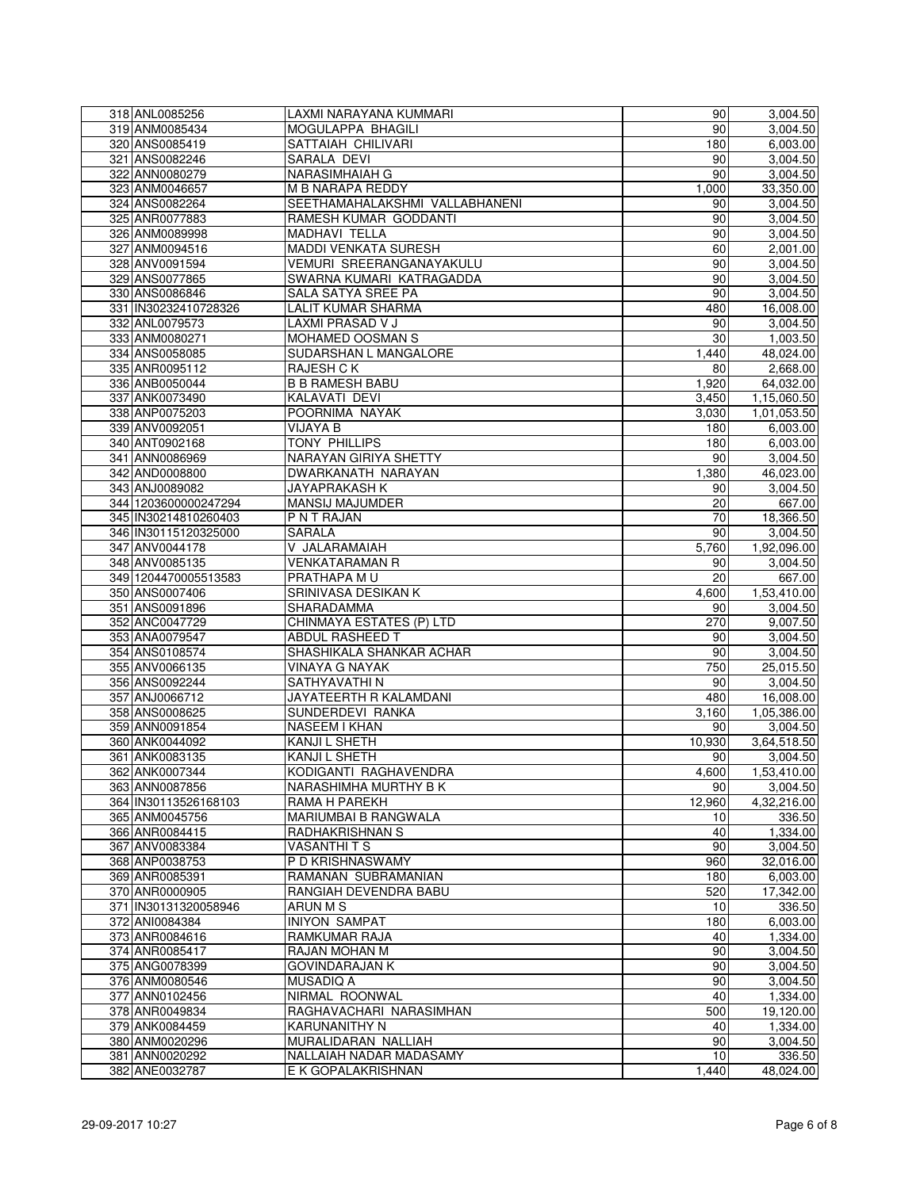| | | | | |
|---|---|---|---|---|
| 318 | ANL0085256 | LAXMI NARAYANA KUMMARI | 90 | 3,004.50 |
| 319 | ANM0085434 | MOGULAPPA BHAGILI | 90 | 3,004.50 |
| 320 | ANS0085419 | SATTAIAH CHILIVARI | 180 | 6,003.00 |
| 321 | ANS0082246 | SARALA DEVI | 90 | 3,004.50 |
| 322 | ANN0080279 | NARASIMHAIAH G | 90 | 3,004.50 |
| 323 | ANM0046657 | M B NARAPA REDDY | 1,000 | 33,350.00 |
| 324 | ANS0082264 | SEETHAMAHALAKSHMI VALLABHANENI | 90 | 3,004.50 |
| 325 | ANR0077883 | RAMESH KUMAR GODDANTI | 90 | 3,004.50 |
| 326 | ANM0089998 | MADHAVI TELLA | 90 | 3,004.50 |
| 327 | ANM0094516 | MADDI VENKATA SURESH | 60 | 2,001.00 |
| 328 | ANV0091594 | VEMURI SREERANGANAYAKULU | 90 | 3,004.50 |
| 329 | ANS0077865 | SWARNA KUMARI KATRAGADDA | 90 | 3,004.50 |
| 330 | ANS0086846 | SALA SATYA SREE PA | 90 | 3,004.50 |
| 331 | IN30232410728326 | LALIT KUMAR SHARMA | 480 | 16,008.00 |
| 332 | ANL0079573 | LAXMI PRASAD V J | 90 | 3,004.50 |
| 333 | ANM0080271 | MOHAMED OOSMAN S | 30 | 1,003.50 |
| 334 | ANS0058085 | SUDARSHAN L MANGALORE | 1,440 | 48,024.00 |
| 335 | ANR0095112 | RAJESH C K | 80 | 2,668.00 |
| 336 | ANB0050044 | B B RAMESH BABU | 1,920 | 64,032.00 |
| 337 | ANK0073490 | KALAVATI DEVI | 3,450 | 1,15,060.50 |
| 338 | ANP0075203 | POORNIMA NAYAK | 3,030 | 1,01,053.50 |
| 339 | ANV0092051 | VIJAYA B | 180 | 6,003.00 |
| 340 | ANT0902168 | TONY PHILLIPS | 180 | 6,003.00 |
| 341 | ANN0086969 | NARAYAN GIRIYA SHETTY | 90 | 3,004.50 |
| 342 | AND0008800 | DWARKANATH NARAYAN | 1,380 | 46,023.00 |
| 343 | ANJ0089082 | JAYAPRAKASH K | 90 | 3,004.50 |
| 344 | 1203600000247294 | MANSIJ MAJUMDER | 20 | 667.00 |
| 345 | IN30214810260403 | P N T RAJAN | 70 | 18,366.50 |
| 346 | IN30115120325000 | SARALA | 90 | 3,004.50 |
| 347 | ANV0044178 | V JALARAMAIAH | 5,760 | 1,92,096.00 |
| 348 | ANV0085135 | VENKATARAMAN R | 90 | 3,004.50 |
| 349 | 1204470005513583 | PRATHAPA M U | 20 | 667.00 |
| 350 | ANS0007406 | SRINIVASA DESIKAN K | 4,600 | 1,53,410.00 |
| 351 | ANS0091896 | SHARADAMMA | 90 | 3,004.50 |
| 352 | ANC0047729 | CHINMAYA ESTATES (P) LTD | 270 | 9,007.50 |
| 353 | ANA0079547 | ABDUL RASHEED T | 90 | 3,004.50 |
| 354 | ANS0108574 | SHASHIKALA SHANKAR ACHAR | 90 | 3,004.50 |
| 355 | ANV0066135 | VINAYA G NAYAK | 750 | 25,015.50 |
| 356 | ANS0092244 | SATHYAVATHI N | 90 | 3,004.50 |
| 357 | ANJ0066712 | JAYATEERTH R KALAMDANI | 480 | 16,008.00 |
| 358 | ANS0008625 | SUNDERDEVI RANKA | 3,160 | 1,05,386.00 |
| 359 | ANN0091854 | NASEEM I KHAN | 90 | 3,004.50 |
| 360 | ANK0044092 | KANJI L SHETH | 10,930 | 3,64,518.50 |
| 361 | ANK0083135 | KANJI L SHETH | 90 | 3,004.50 |
| 362 | ANK0007344 | KODIGANTI RAGHAVENDRA | 4,600 | 1,53,410.00 |
| 363 | ANN0087856 | NARASHIMHA MURTHY B K | 90 | 3,004.50 |
| 364 | IN30113526168103 | RAMA H PAREKH | 12,960 | 4,32,216.00 |
| 365 | ANM0045756 | MARIUMBAI B RANGWALA | 10 | 336.50 |
| 366 | ANR0084415 | RADHAKRISHNAN S | 40 | 1,334.00 |
| 367 | ANV0083384 | VASANTHI T S | 90 | 3,004.50 |
| 368 | ANP0038753 | P D KRISHNASWAMY | 960 | 32,016.00 |
| 369 | ANR0085391 | RAMANAN SUBRAMANIAN | 180 | 6,003.00 |
| 370 | ANR0000905 | RANGIAH DEVENDRA BABU | 520 | 17,342.00 |
| 371 | IN30131320058946 | ARUN M S | 10 | 336.50 |
| 372 | ANI0084384 | INIYON SAMPAT | 180 | 6,003.00 |
| 373 | ANR0084616 | RAMKUMAR RAJA | 40 | 1,334.00 |
| 374 | ANR0085417 | RAJAN MOHAN M | 90 | 3,004.50 |
| 375 | ANG0078399 | GOVINDARAJAN K | 90 | 3,004.50 |
| 376 | ANM0080546 | MUSADIQ A | 90 | 3,004.50 |
| 377 | ANN0102456 | NIRMAL ROONWAL | 40 | 1,334.00 |
| 378 | ANR0049834 | RAGHAVACHARI NARASIMHAN | 500 | 19,120.00 |
| 379 | ANK0084459 | KARUNANITHY N | 40 | 1,334.00 |
| 380 | ANM0020296 | MURALIDARAN NALLIAH | 90 | 3,004.50 |
| 381 | ANN0020292 | NALLAIAH NADAR MADASAMY | 10 | 336.50 |
| 382 | ANE0032787 | E K GOPALAKRISHNAN | 1,440 | 48,024.00 |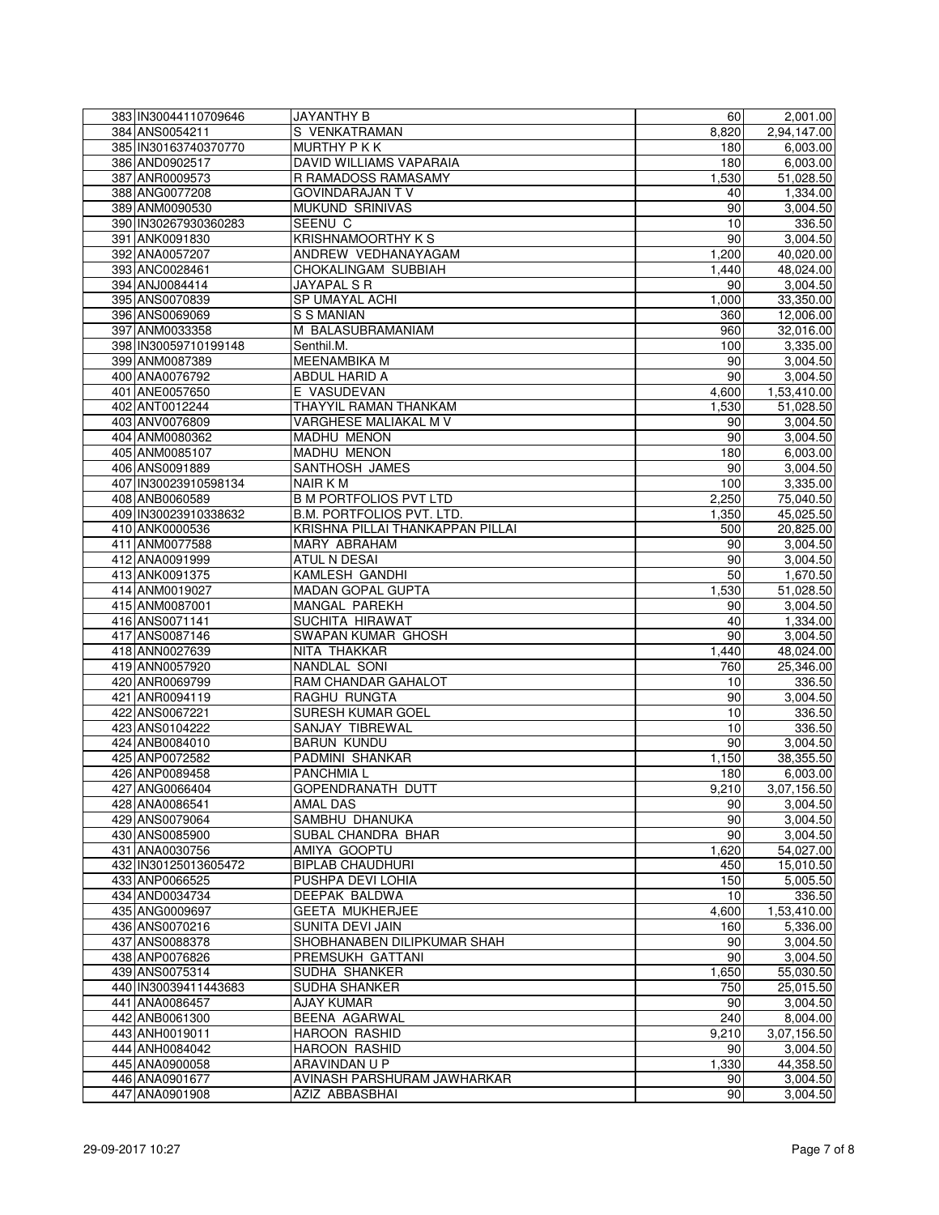| | | | | |
|---|---|---|---|---|
| 383 | IN30044110709646 | JAYANTHY B | 60 | 2,001.00 |
| 384 | ANS0054211 | S VENKATRAMAN | 8,820 | 2,94,147.00 |
| 385 | IN30163740370770 | MURTHY P K K | 180 | 6,003.00 |
| 386 | AND0902517 | DAVID WILLIAMS VAPARAIA | 180 | 6,003.00 |
| 387 | ANR0009573 | R RAMADOSS RAMASAMY | 1,530 | 51,028.50 |
| 388 | ANG0077208 | GOVINDARAJAN T V | 40 | 1,334.00 |
| 389 | ANM0090530 | MUKUND SRINIVAS | 90 | 3,004.50 |
| 390 | IN30267930360283 | SEENU C | 10 | 336.50 |
| 391 | ANK0091830 | KRISHNAMOORTHY K S | 90 | 3,004.50 |
| 392 | ANA0057207 | ANDREW VEDHANAYAGAM | 1,200 | 40,020.00 |
| 393 | ANC0028461 | CHOKALINGAM SUBBIAH | 1,440 | 48,024.00 |
| 394 | ANJ0084414 | JAYAPAL S R | 90 | 3,004.50 |
| 395 | ANS0070839 | SP UMAYAL ACHI | 1,000 | 33,350.00 |
| 396 | ANS0069069 | S S MANIAN | 360 | 12,006.00 |
| 397 | ANM0033358 | M BALASUBRAMANIAM | 960 | 32,016.00 |
| 398 | IN30059710199148 | Senthil.M. | 100 | 3,335.00 |
| 399 | ANM0087389 | MEENAMBIKA M | 90 | 3,004.50 |
| 400 | ANA0076792 | ABDUL HARID A | 90 | 3,004.50 |
| 401 | ANE0057650 | E VASUDEVAN | 4,600 | 1,53,410.00 |
| 402 | ANT0012244 | THAYYIL RAMAN THANKAM | 1,530 | 51,028.50 |
| 403 | ANV0076809 | VARGHESE MALIAKAL M V | 90 | 3,004.50 |
| 404 | ANM0080362 | MADHU MENON | 90 | 3,004.50 |
| 405 | ANM0085107 | MADHU MENON | 180 | 6,003.00 |
| 406 | ANS0091889 | SANTHOSH JAMES | 90 | 3,004.50 |
| 407 | IN30023910598134 | NAIR K M | 100 | 3,335.00 |
| 408 | ANB0060589 | B M PORTFOLIOS PVT LTD | 2,250 | 75,040.50 |
| 409 | IN30023910338632 | B.M. PORTFOLIOS PVT. LTD. | 1,350 | 45,025.50 |
| 410 | ANK0000536 | KRISHNA PILLAI THANKAPPAN PILLAI | 500 | 20,825.00 |
| 411 | ANM0077588 | MARY ABRAHAM | 90 | 3,004.50 |
| 412 | ANA0091999 | ATUL N DESAI | 90 | 3,004.50 |
| 413 | ANK0091375 | KAMLESH GANDHI | 50 | 1,670.50 |
| 414 | ANM0019027 | MADAN GOPAL GUPTA | 1,530 | 51,028.50 |
| 415 | ANM0087001 | MANGAL PAREKH | 90 | 3,004.50 |
| 416 | ANS0071141 | SUCHITA HIRAWAT | 40 | 1,334.00 |
| 417 | ANS0087146 | SWAPAN KUMAR GHOSH | 90 | 3,004.50 |
| 418 | ANN0027639 | NITA THAKKAR | 1,440 | 48,024.00 |
| 419 | ANN0057920 | NANDLAL SONI | 760 | 25,346.00 |
| 420 | ANR0069799 | RAM CHANDAR GAHALOT | 10 | 336.50 |
| 421 | ANR0094119 | RAGHU RUNGTA | 90 | 3,004.50 |
| 422 | ANS0067221 | SURESH KUMAR GOEL | 10 | 336.50 |
| 423 | ANS0104222 | SANJAY TIBREWAL | 10 | 336.50 |
| 424 | ANB0084010 | BARUN KUNDU | 90 | 3,004.50 |
| 425 | ANP0072582 | PADMINI SHANKAR | 1,150 | 38,355.50 |
| 426 | ANP0089458 | PANCHMIA L | 180 | 6,003.00 |
| 427 | ANG0066404 | GOPENDRANATH DUTT | 9,210 | 3,07,156.50 |
| 428 | ANA0086541 | AMAL DAS | 90 | 3,004.50 |
| 429 | ANS0079064 | SAMBHU DHANUKA | 90 | 3,004.50 |
| 430 | ANS0085900 | SUBAL CHANDRA BHAR | 90 | 3,004.50 |
| 431 | ANA0030756 | AMIYA GOOPTU | 1,620 | 54,027.00 |
| 432 | IN30125013605472 | BIPLAB CHAUDHURI | 450 | 15,010.50 |
| 433 | ANP0066525 | PUSHPA DEVI LOHIA | 150 | 5,005.50 |
| 434 | AND0034734 | DEEPAK BALDWA | 10 | 336.50 |
| 435 | ANG0009697 | GEETA MUKHERJEE | 4,600 | 1,53,410.00 |
| 436 | ANS0070216 | SUNITA DEVI JAIN | 160 | 5,336.00 |
| 437 | ANS0088378 | SHOBHANABEN DILIPKUMAR SHAH | 90 | 3,004.50 |
| 438 | ANP0076826 | PREMSUKH GATTANI | 90 | 3,004.50 |
| 439 | ANS0075314 | SUDHA SHANKER | 1,650 | 55,030.50 |
| 440 | IN30039411443683 | SUDHA SHANKER | 750 | 25,015.50 |
| 441 | ANA0086457 | AJAY KUMAR | 90 | 3,004.50 |
| 442 | ANB0061300 | BEENA AGARWAL | 240 | 8,004.00 |
| 443 | ANH0019011 | HAROON RASHID | 9,210 | 3,07,156.50 |
| 444 | ANH0084042 | HAROON RASHID | 90 | 3,004.50 |
| 445 | ANA0900058 | ARAVINDAN U P | 1,330 | 44,358.50 |
| 446 | ANA0901677 | AVINASH PARSHURAM JAWHARKAR | 90 | 3,004.50 |
| 447 | ANA0901908 | AZIZ ABBASBHAI | 90 | 3,004.50 |

29-09-2017 10:27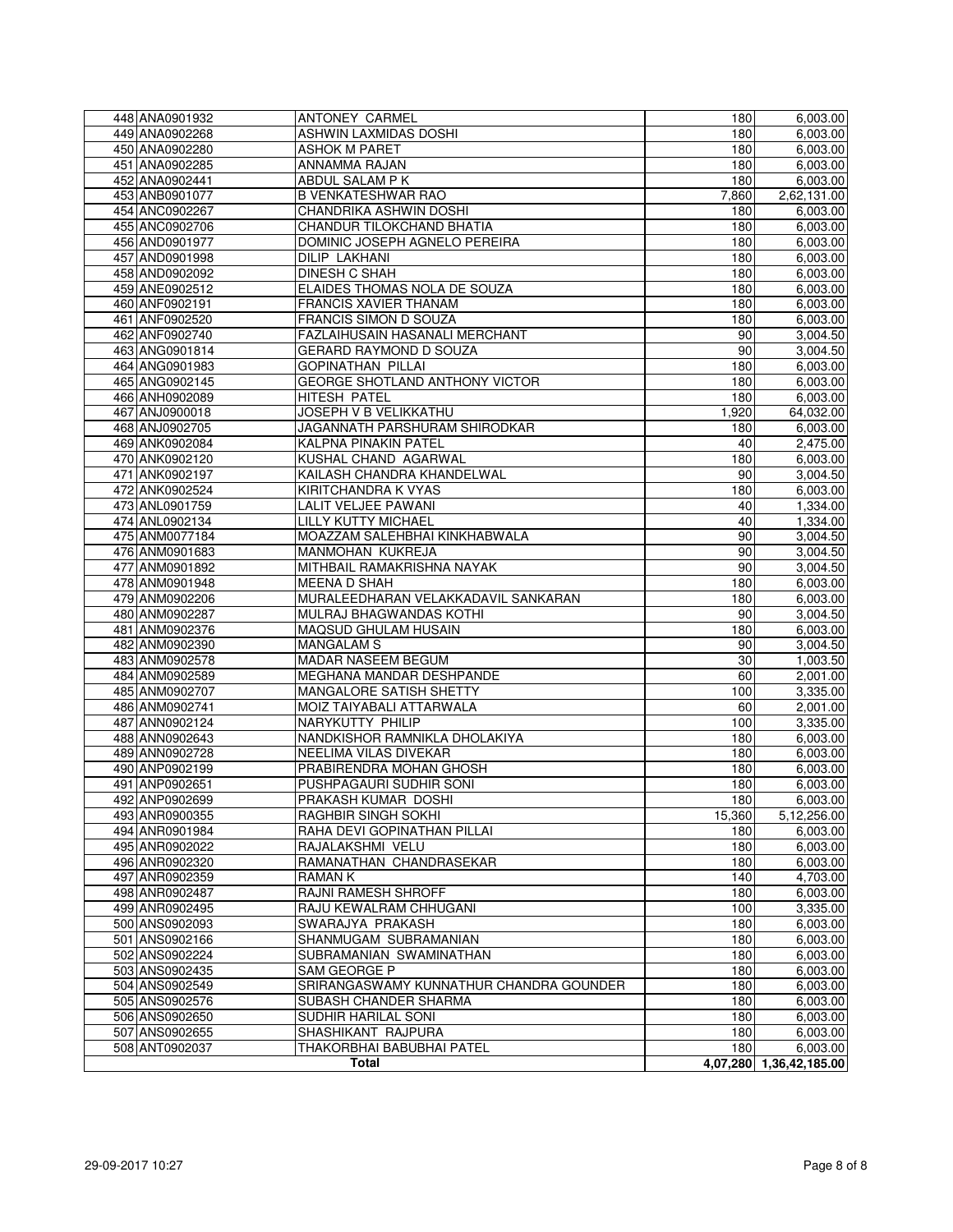| | | | | |
|---|---|---|---|---|
| 448 | ANA0901932 | ANTONEY CARMEL | 180 | 6,003.00 |
| 449 | ANA0902268 | ASHWIN LAXMIDAS DOSHI | 180 | 6,003.00 |
| 450 | ANA0902280 | ASHOK M PARET | 180 | 6,003.00 |
| 451 | ANA0902285 | ANNAMMA RAJAN | 180 | 6,003.00 |
| 452 | ANA0902441 | ABDUL SALAM P K | 180 | 6,003.00 |
| 453 | ANB0901077 | B VENKATESHWAR RAO | 7,860 | 2,62,131.00 |
| 454 | ANC0902267 | CHANDRIKA ASHWIN DOSHI | 180 | 6,003.00 |
| 455 | ANC0902706 | CHANDUR TILOKCHAND BHATIA | 180 | 6,003.00 |
| 456 | AND0901977 | DOMINIC JOSEPH AGNELO PEREIRA | 180 | 6,003.00 |
| 457 | AND0901998 | DILIP LAKHANI | 180 | 6,003.00 |
| 458 | AND0902092 | DINESH C SHAH | 180 | 6,003.00 |
| 459 | ANE0902512 | ELAIDES THOMAS NOLA DE SOUZA | 180 | 6,003.00 |
| 460 | ANF0902191 | FRANCIS XAVIER THANAM | 180 | 6,003.00 |
| 461 | ANF0902520 | FRANCIS SIMON D SOUZA | 180 | 6,003.00 |
| 462 | ANF0902740 | FAZLAIHUSAIN HASANALI MERCHANT | 90 | 3,004.50 |
| 463 | ANG0901814 | GERARD RAYMOND D SOUZA | 90 | 3,004.50 |
| 464 | ANG0901983 | GOPINATHAN PILLAI | 180 | 6,003.00 |
| 465 | ANG0902145 | GEORGE SHOTLAND ANTHONY VICTOR | 180 | 6,003.00 |
| 466 | ANH0902089 | HITESH PATEL | 180 | 6,003.00 |
| 467 | ANJ0900018 | JOSEPH V B VELIKKATHU | 1,920 | 64,032.00 |
| 468 | ANJ0902705 | JAGANNATH PARSHURAM SHIRODKAR | 180 | 6,003.00 |
| 469 | ANK0902084 | KALPNA PINAKIN PATEL | 40 | 2,475.00 |
| 470 | ANK0902120 | KUSHAL CHAND AGARWAL | 180 | 6,003.00 |
| 471 | ANK0902197 | KAILASH CHANDRA KHANDELWAL | 90 | 3,004.50 |
| 472 | ANK0902524 | KIRITCHANDRA K VYAS | 180 | 6,003.00 |
| 473 | ANL0901759 | LALIT VELJEE PAWANI | 40 | 1,334.00 |
| 474 | ANL0902134 | LILLY KUTTY MICHAEL | 40 | 1,334.00 |
| 475 | ANM0077184 | MOAZZAM SALEHBHAI KINKHABWALA | 90 | 3,004.50 |
| 476 | ANM0901683 | MANMOHAN KUKREJA | 90 | 3,004.50 |
| 477 | ANM0901892 | MITHBAIL RAMAKRISHNA NAYAK | 90 | 3,004.50 |
| 478 | ANM0901948 | MEENA D SHAH | 180 | 6,003.00 |
| 479 | ANM0902206 | MURALEEDHARAN VELAKKADAVIL SANKARAN | 180 | 6,003.00 |
| 480 | ANM0902287 | MULRAJ BHAGWANDAS KOTHI | 90 | 3,004.50 |
| 481 | ANM0902376 | MAQSUD GHULAM HUSAIN | 180 | 6,003.00 |
| 482 | ANM0902390 | MANGALAM S | 90 | 3,004.50 |
| 483 | ANM0902578 | MADAR NASEEM BEGUM | 30 | 1,003.50 |
| 484 | ANM0902589 | MEGHANA MANDAR DESHPANDE | 60 | 2,001.00 |
| 485 | ANM0902707 | MANGALORE SATISH SHETTY | 100 | 3,335.00 |
| 486 | ANM0902741 | MOIZ TAIYABALI ATTARWALA | 60 | 2,001.00 |
| 487 | ANN0902124 | NARYKUTTY PHILIP | 100 | 3,335.00 |
| 488 | ANN0902643 | NANDKISHOR RAMNIKLA DHOLAKIYA | 180 | 6,003.00 |
| 489 | ANN0902728 | NEELIMA VILAS DIVEKAR | 180 | 6,003.00 |
| 490 | ANP0902199 | PRABIRENDRA MOHAN GHOSH | 180 | 6,003.00 |
| 491 | ANP0902651 | PUSHPAGAURI SUDHIR SONI | 180 | 6,003.00 |
| 492 | ANP0902699 | PRAKASH KUMAR DOSHI | 180 | 6,003.00 |
| 493 | ANR0900355 | RAGHBIR SINGH SOKHI | 15,360 | 5,12,256.00 |
| 494 | ANR0901984 | RAHA DEVI GOPINATHAN PILLAI | 180 | 6,003.00 |
| 495 | ANR0902022 | RAJALAKSHMI VELU | 180 | 6,003.00 |
| 496 | ANR0902320 | RAMANATHAN CHANDRASEKAR | 180 | 6,003.00 |
| 497 | ANR0902359 | RAMAN K | 140 | 4,703.00 |
| 498 | ANR0902487 | RAJNI RAMESH SHROFF | 180 | 6,003.00 |
| 499 | ANR0902495 | RAJU KEWALRAM CHHUGANI | 100 | 3,335.00 |
| 500 | ANS0902093 | SWARAJYA PRAKASH | 180 | 6,003.00 |
| 501 | ANS0902166 | SHANMUGAM SUBRAMANIAN | 180 | 6,003.00 |
| 502 | ANS0902224 | SUBRAMANIAN SWAMINATHAN | 180 | 6,003.00 |
| 503 | ANS0902435 | SAM GEORGE P | 180 | 6,003.00 |
| 504 | ANS0902549 | SRIRANGASWAMY KUNNATHUR CHANDRA GOUNDER | 180 | 6,003.00 |
| 505 | ANS0902576 | SUBASH CHANDER SHARMA | 180 | 6,003.00 |
| 506 | ANS0902650 | SUDHIR HARILAL SONI | 180 | 6,003.00 |
| 507 | ANS0902655 | SHASHIKANT RAJPURA | 180 | 6,003.00 |
| 508 | ANT0902037 | THAKORBHAI BABUBHAI PATEL | 180 | 6,003.00 |
| | | **Total** | **4,07,280** | **1,36,42,185.00** |

29-09-2017 10:27